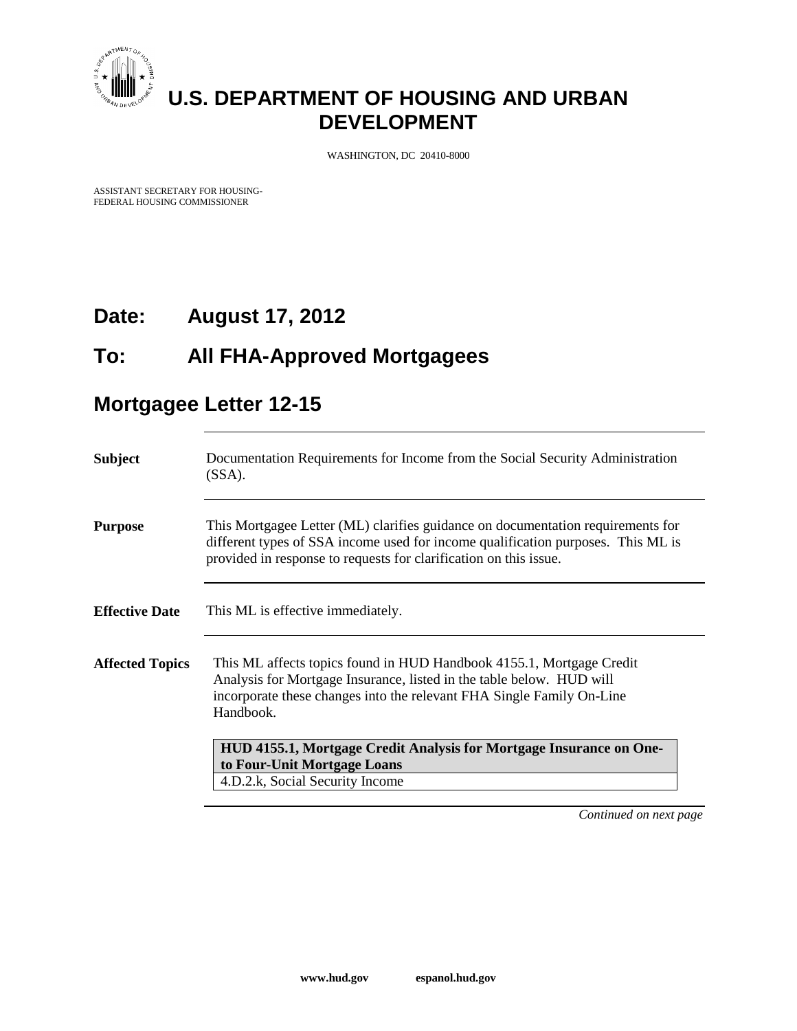# U.S. DEPARTMENT OF HOUSING AND URBAN DEVELOPMENT

WASHINGTON, DC 20410-8000

ASSISTANT SECRETARY FOR HOUSING-
FEDERAL HOUSING COMMISSIONER

## Date: August 17, 2012

## To: All FHA-Approved Mortgagees

## Mortgagee Letter 12-15

**Subject**

Documentation Requirements for Income from the Social Security Administration (SSA).

**Purpose**

This Mortgagee Letter (ML) clarifies guidance on documentation requirements for different types of SSA income used for income qualification purposes. This ML is provided in response to requests for clarification on this issue.

**Effective Date**

This ML is effective immediately.

**Affected Topics**

This ML affects topics found in HUD Handbook 4155.1, Mortgage Credit Analysis for Mortgage Insurance, listed in the table below. HUD will incorporate these changes into the relevant FHA Single Family On-Line Handbook.

| HUD 4155.1, Mortgage Credit Analysis for Mortgage Insurance on One- to Four-Unit Mortgage Loans |
| --- |
| 4.D.2.k, Social Security Income |

*Continued on next page*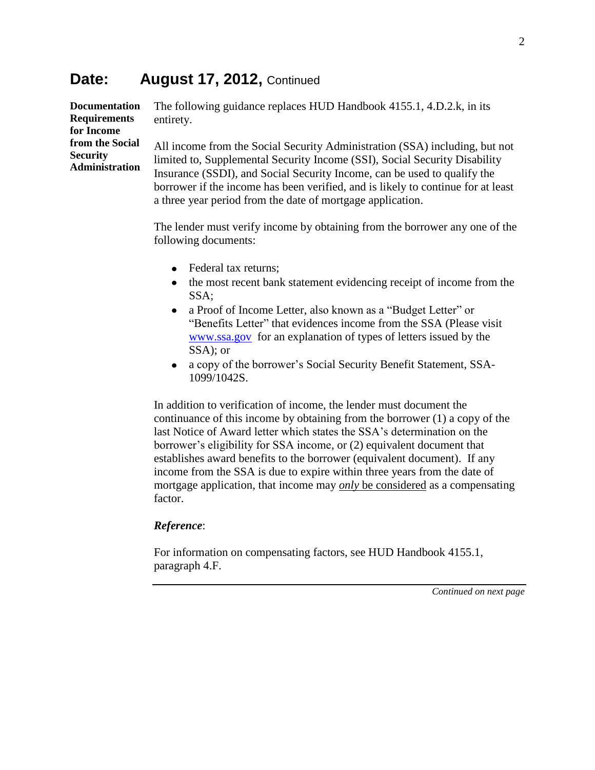## Date: August 17, 2012, Continued

**Documentation Requirements for Income from the Social Security Administration**

The following guidance replaces HUD Handbook 4155.1, 4.D.2.k, in its entirety.

All income from the Social Security Administration (SSA) including, but not limited to, Supplemental Security Income (SSI), Social Security Disability Insurance (SSDI), and Social Security Income, can be used to qualify the borrower if the income has been verified, and is likely to continue for at least a three year period from the date of mortgage application.

The lender must verify income by obtaining from the borrower any one of the following documents:

- Federal tax returns;
- the most recent bank statement evidencing receipt of income from the SSA;
- a Proof of Income Letter, also known as a "Budget Letter" or "Benefits Letter" that evidences income from the SSA (Please visit www.ssa.gov for an explanation of types of letters issued by the SSA); or
- a copy of the borrower's Social Security Benefit Statement, SSA-1099/1042S.

In addition to verification of income, the lender must document the continuance of this income by obtaining from the borrower (1) a copy of the last Notice of Award letter which states the SSA's determination on the borrower's eligibility for SSA income, or (2) equivalent document that establishes award benefits to the borrower (equivalent document). If any income from the SSA is due to expire within three years from the date of mortgage application, that income may <u>***only*** be considered</u> as a compensating factor.

***Reference***:

For information on compensating factors, see HUD Handbook 4155.1, paragraph 4.F.

*Continued on next page*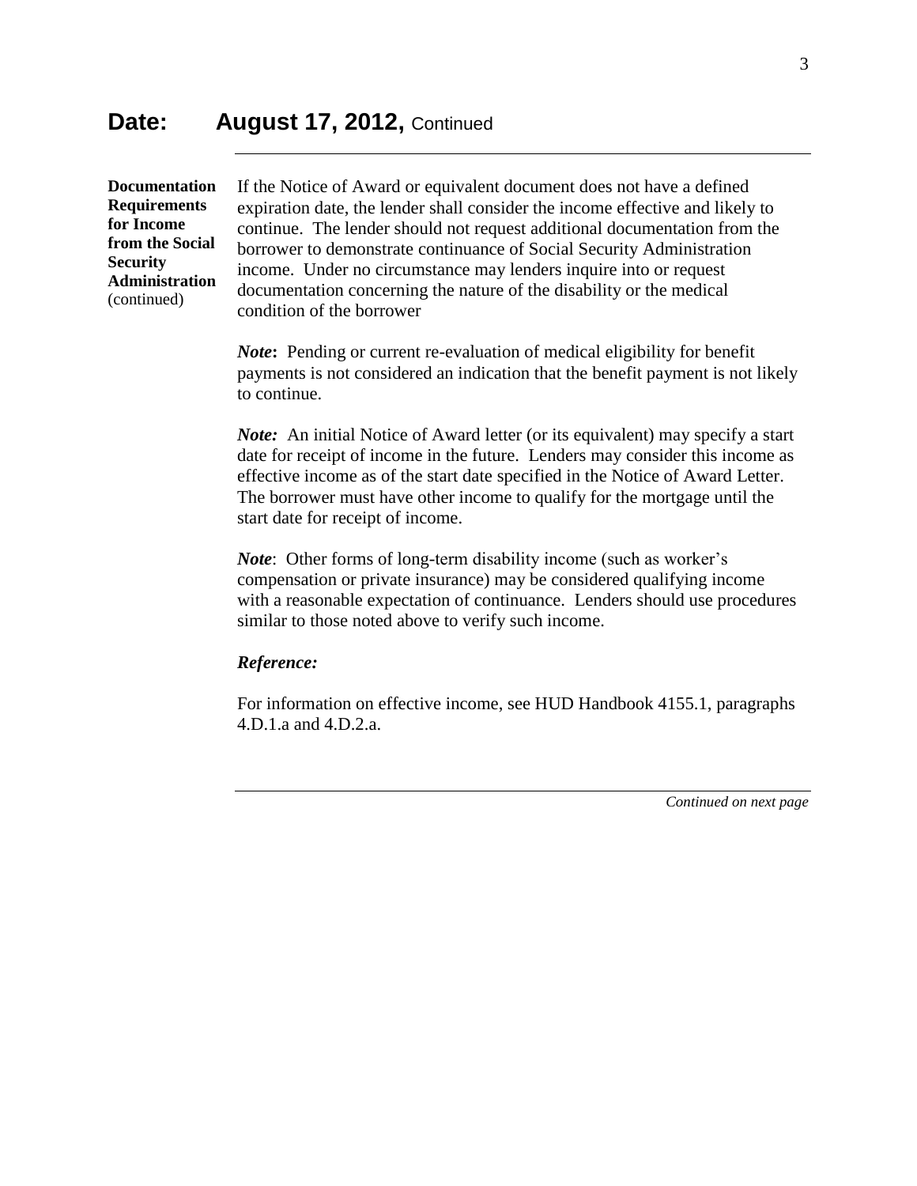## Date: August 17, 2012, Continued

**Documentation Requirements for Income from the Social Security Administration** (continued)

If the Notice of Award or equivalent document does not have a defined expiration date, the lender shall consider the income effective and likely to continue. The lender should not request additional documentation from the borrower to demonstrate continuance of Social Security Administration income. Under no circumstance may lenders inquire into or request documentation concerning the nature of the disability or the medical condition of the borrower

***Note*:** Pending or current re-evaluation of medical eligibility for benefit payments is not considered an indication that the benefit payment is not likely to continue.

***Note:*** An initial Notice of Award letter (or its equivalent) may specify a start date for receipt of income in the future. Lenders may consider this income as effective income as of the start date specified in the Notice of Award Letter. The borrower must have other income to qualify for the mortgage until the start date for receipt of income.

***Note***: Other forms of long-term disability income (such as worker's compensation or private insurance) may be considered qualifying income with a reasonable expectation of continuance. Lenders should use procedures similar to those noted above to verify such income.

***Reference:***

For information on effective income, see HUD Handbook 4155.1, paragraphs 4.D.1.a and 4.D.2.a.

*Continued on next page*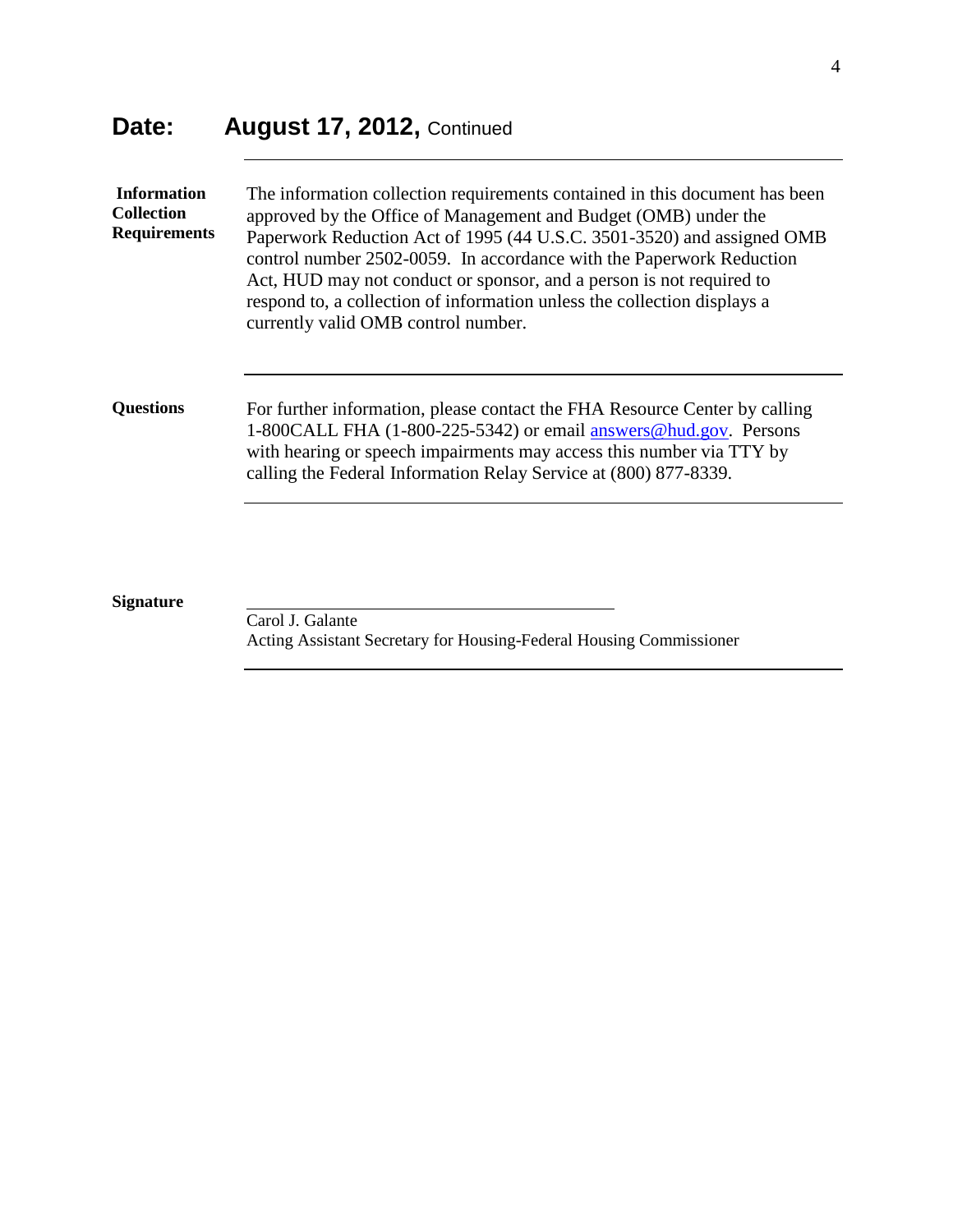## Date: August 17, 2012, Continued

**Information Collection Requirements**

The information collection requirements contained in this document has been approved by the Office of Management and Budget (OMB) under the Paperwork Reduction Act of 1995 (44 U.S.C. 3501-3520) and assigned OMB control number 2502-0059. In accordance with the Paperwork Reduction Act, HUD may not conduct or sponsor, and a person is not required to respond to, a collection of information unless the collection displays a currently valid OMB control number.

---

**Questions**

For further information, please contact the FHA Resource Center by calling 1-800CALL FHA (1-800-225-5342) or email answers@hud.gov. Persons with hearing or speech impairments may access this number via TTY by calling the Federal Information Relay Service at (800) 877-8339.

---

**Signature**

Carol J. Galante
Acting Assistant Secretary for Housing-Federal Housing Commissioner